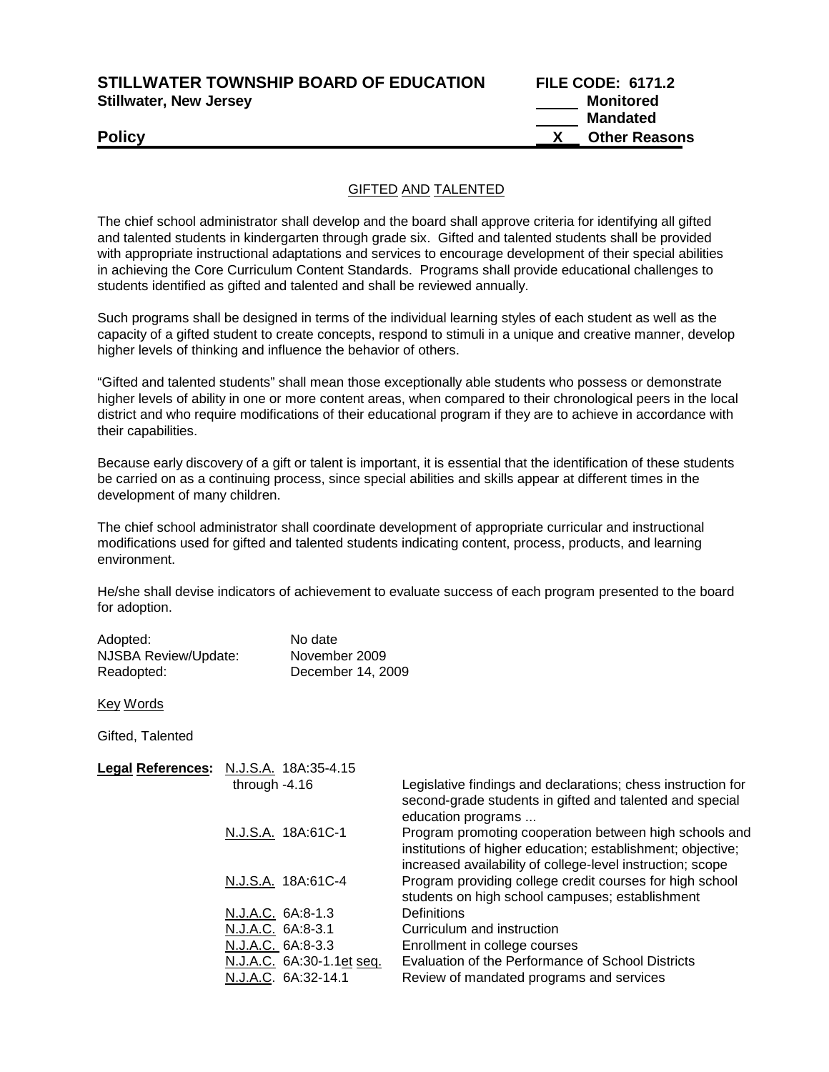**STILLWATER TOWNSHIP BOARD OF EDUCATION** **FILE CODE: 6171.2**
**Stillwater, New Jersey**

_____ **Monitored**
_____ **Mandated**
**Policy** __X__ **Other Reasons**

## GIFTED AND TALENTED

The chief school administrator shall develop and the board shall approve criteria for identifying all gifted and talented students in kindergarten through grade six. Gifted and talented students shall be provided with appropriate instructional adaptations and services to encourage development of their special abilities in achieving the Core Curriculum Content Standards. Programs shall provide educational challenges to students identified as gifted and talented and shall be reviewed annually.

Such programs shall be designed in terms of the individual learning styles of each student as well as the capacity of a gifted student to create concepts, respond to stimuli in a unique and creative manner, develop higher levels of thinking and influence the behavior of others.

"Gifted and talented students" shall mean those exceptionally able students who possess or demonstrate higher levels of ability in one or more content areas, when compared to their chronological peers in the local district and who require modifications of their educational program if they are to achieve in accordance with their capabilities.

Because early discovery of a gift or talent is important, it is essential that the identification of these students be carried on as a continuing process, since special abilities and skills appear at different times in the development of many children.

The chief school administrator shall coordinate development of appropriate curricular and instructional modifications used for gifted and talented students indicating content, process, products, and learning environment.

He/she shall devise indicators of achievement to evaluate success of each program presented to the board for adoption.

| | |
|---|---|
| Adopted: | No date |
| NJSBA Review/Update: | November 2009 |
| Readopted: | December 14, 2009 |

Key Words

Gifted, Talented

| **Legal References:** | | |
|---|---|---|
| | N.J.S.A. 18A:35-4.15 through -4.16 | Legislative findings and declarations; chess instruction for second-grade students in gifted and talented and special education programs ... |
| | N.J.S.A. 18A:61C-1 | Program promoting cooperation between high schools and institutions of higher education; establishment; objective; increased availability of college-level instruction; scope |
| | N.J.S.A. 18A:61C-4 | Program providing college credit courses for high school students on high school campuses; establishment |
| | N.J.A.C. 6A:8-1.3 | Definitions |
| | N.J.A.C. 6A:8-3.1 | Curriculum and instruction |
| | N.J.A.C. 6A:8-3.3 | Enrollment in college courses |
| | N.J.A.C. 6A:30-1.1et seq. | Evaluation of the Performance of School Districts |
| | N.J.A.C. 6A:32-14.1 | Review of mandated programs and services |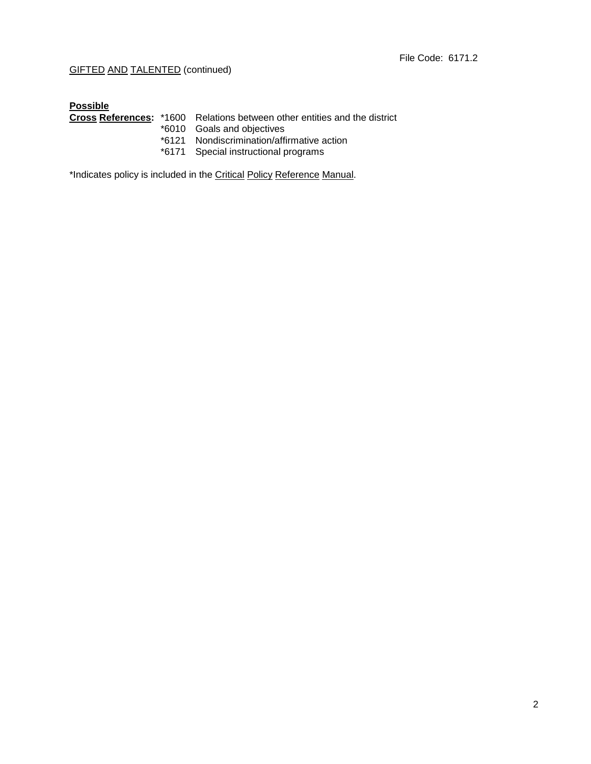**Possible Cross References:**

*1600 Relations between other entities and the district
*6010 Goals and objectives
*6121 Nondiscrimination/affirmative action
*6171 Special instructional programs

*Indicates policy is included in the Critical Policy Reference Manual.